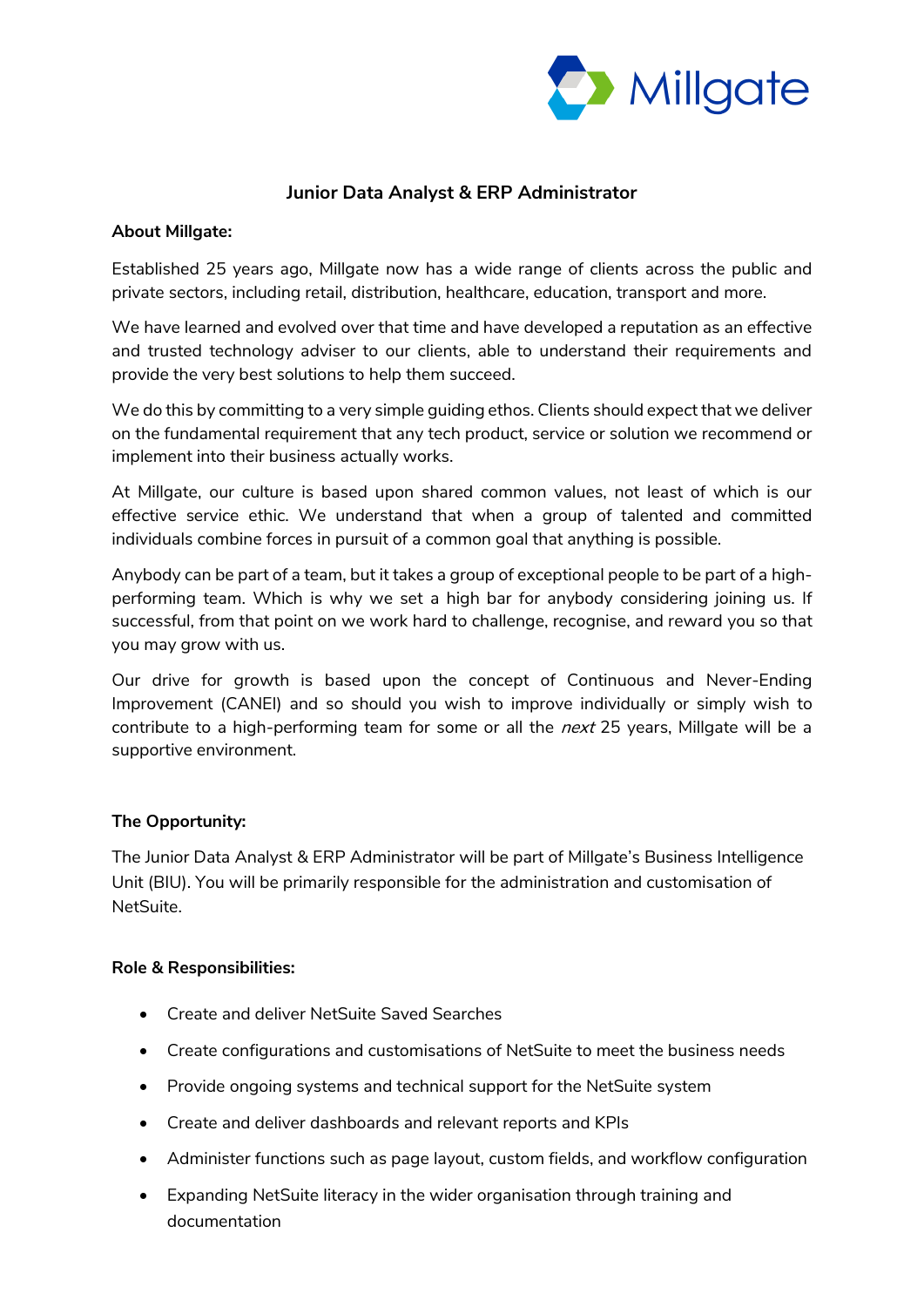# Junior Data Analyst & ERP Administrator

## About Millgate:

Established 25 years ago, Millgate now has a wide range of clients across the public and private sectors, including retail, distribution, healthcare, education, transport and more.

We have learned and evolved over that time and have developed a reputation as an effective and trusted technology adviser to our clients, able to understand their requirements and provide the very best solutions to help them succeed.

We do this by committing to a very simple guiding ethos. Clients should expect that we deliver on the fundamental requirement that any tech product, service or solution we recommend or implement into their business actually works.

At Millgate, our culture is based upon shared common values, not least of which is our effective service ethic. We understand that when a group of talented and committed individuals combine forces in pursuit of a common goal that anything is possible.

Anybody can be part of a team, but it takes a group of exceptional people to be part of a high-performing team. Which is why we set a high bar for anybody considering joining us. If successful, from that point on we work hard to challenge, recognise, and reward you so that you may grow with us.

Our drive for growth is based upon the concept of Continuous and Never-Ending Improvement (CANEI) and so should you wish to improve individually or simply wish to contribute to a high-performing team for some or all the *next* 25 years, Millgate will be a supportive environment.

## The Opportunity:

The Junior Data Analyst & ERP Administrator will be part of Millgate's Business Intelligence Unit (BIU). You will be primarily responsible for the administration and customisation of NetSuite.

## Role & Responsibilities:

- Create and deliver NetSuite Saved Searches
- Create configurations and customisations of NetSuite to meet the business needs
- Provide ongoing systems and technical support for the NetSuite system
- Create and deliver dashboards and relevant reports and KPIs
- Administer functions such as page layout, custom fields, and workflow configuration
- Expanding NetSuite literacy in the wider organisation through training and documentation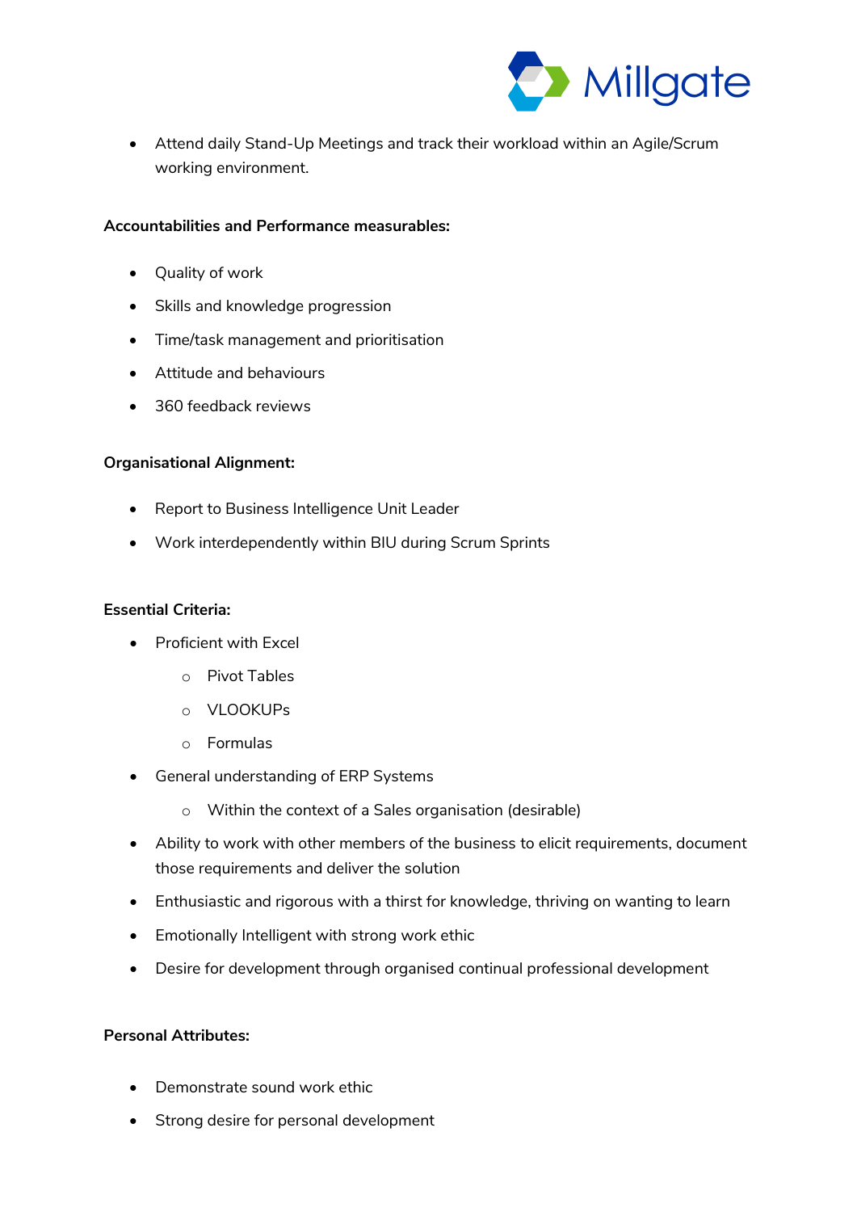- Attend daily Stand-Up Meetings and track their workload within an Agile/Scrum working environment.

**Accountabilities and Performance measurables:**

- Quality of work
- Skills and knowledge progression
- Time/task management and prioritisation
- Attitude and behaviours
- 360 feedback reviews

**Organisational Alignment:**

- Report to Business Intelligence Unit Leader
- Work interdependently within BIU during Scrum Sprints

**Essential Criteria:**

- Proficient with Excel
  - Pivot Tables
  - VLOOKUPs
  - Formulas
- General understanding of ERP Systems
  - Within the context of a Sales organisation (desirable)
- Ability to work with other members of the business to elicit requirements, document those requirements and deliver the solution
- Enthusiastic and rigorous with a thirst for knowledge, thriving on wanting to learn
- Emotionally Intelligent with strong work ethic
- Desire for development through organised continual professional development

**Personal Attributes:**

- Demonstrate sound work ethic
- Strong desire for personal development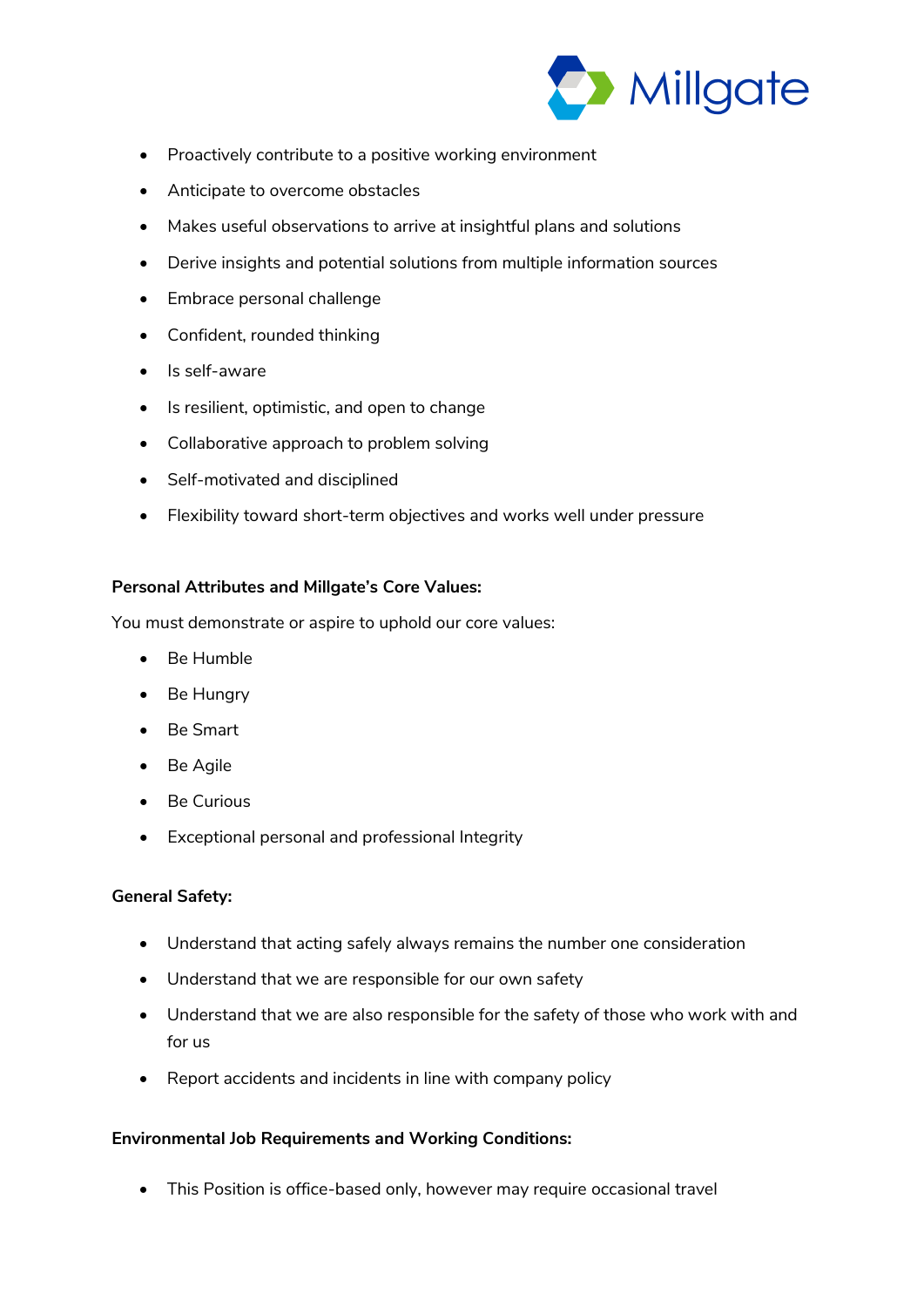- Proactively contribute to a positive working environment
- Anticipate to overcome obstacles
- Makes useful observations to arrive at insightful plans and solutions
- Derive insights and potential solutions from multiple information sources
- Embrace personal challenge
- Confident, rounded thinking
- Is self-aware
- Is resilient, optimistic, and open to change
- Collaborative approach to problem solving
- Self-motivated and disciplined
- Flexibility toward short-term objectives and works well under pressure

**Personal Attributes and Millgate's Core Values:**

You must demonstrate or aspire to uphold our core values:

- Be Humble
- Be Hungry
- Be Smart
- Be Agile
- Be Curious
- Exceptional personal and professional Integrity

**General Safety:**

- Understand that acting safely always remains the number one consideration
- Understand that we are responsible for our own safety
- Understand that we are also responsible for the safety of those who work with and for us
- Report accidents and incidents in line with company policy

**Environmental Job Requirements and Working Conditions:**

- This Position is office-based only, however may require occasional travel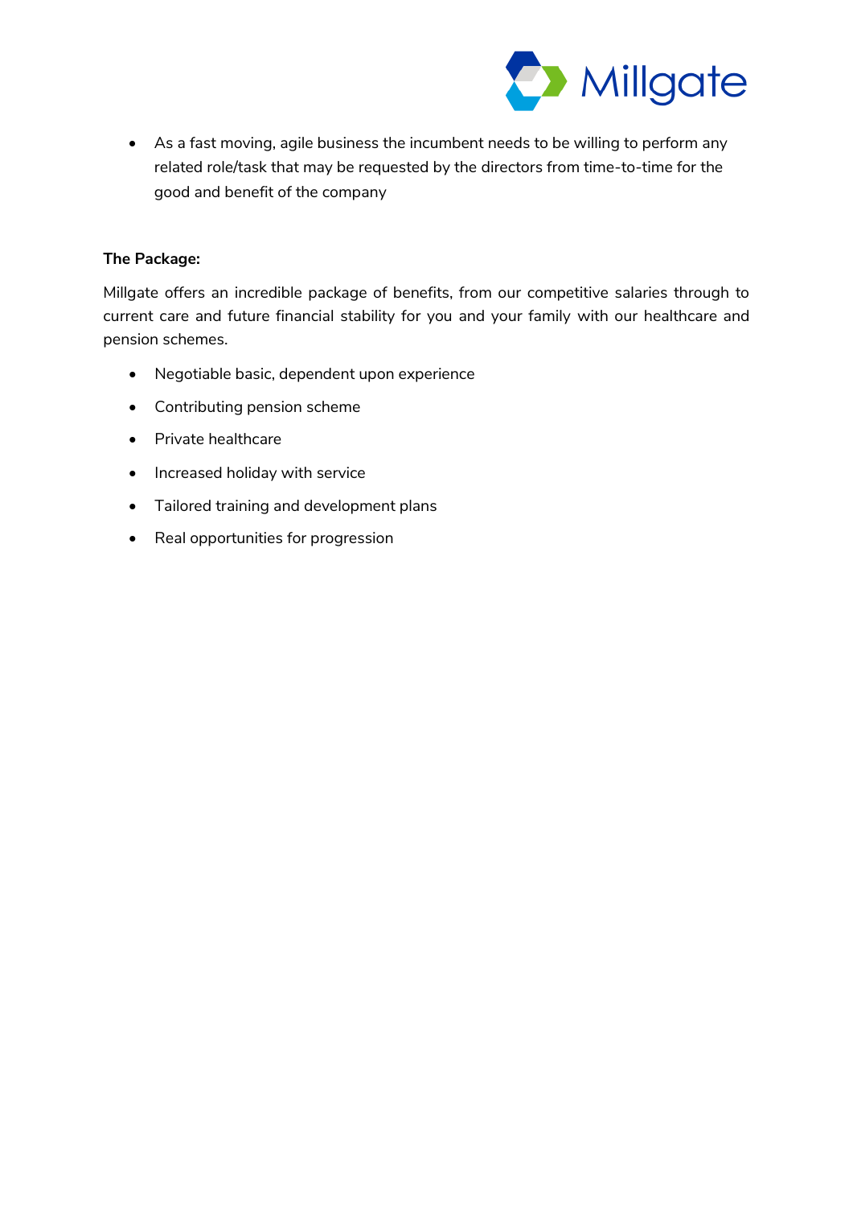- As a fast moving, agile business the incumbent needs to be willing to perform any related role/task that may be requested by the directors from time-to-time for the good and benefit of the company

**The Package:**

Millgate offers an incredible package of benefits, from our competitive salaries through to current care and future financial stability for you and your family with our healthcare and pension schemes.

- Negotiable basic, dependent upon experience
- Contributing pension scheme
- Private healthcare
- Increased holiday with service
- Tailored training and development plans
- Real opportunities for progression